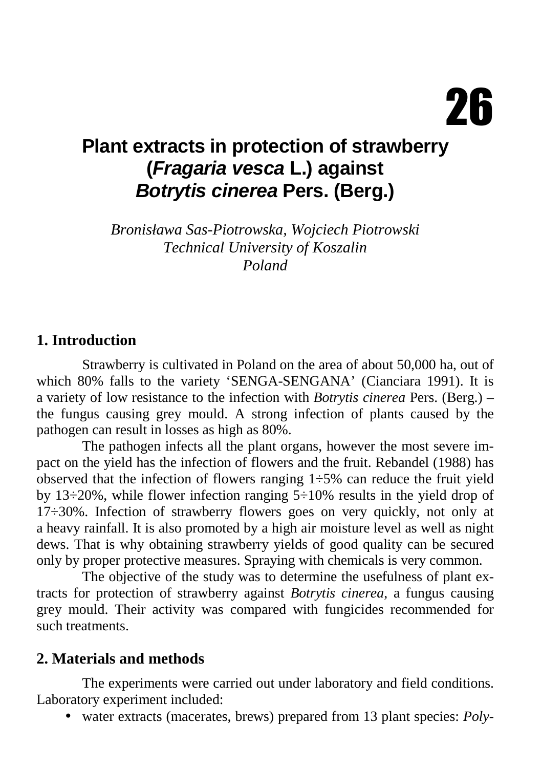# 26

# Plant extracts in protection of strawberry (*Fragaria vesca* L.) against *Botrytis cinerea* Pers. (Berg.)

*Bronisława Sas-Piotrowska, Wojciech Piotrowski*
*Technical University of Koszalin*
*Poland*

## 1. Introduction

Strawberry is cultivated in Poland on the area of about 50,000 ha, out of which 80% falls to the variety 'SENGA-SENGANA' (Cianciara 1991). It is a variety of low resistance to the infection with *Botrytis cinerea* Pers. (Berg.) – the fungus causing grey mould. A strong infection of plants caused by the pathogen can result in losses as high as 80%.

The pathogen infects all the plant organs, however the most severe impact on the yield has the infection of flowers and the fruit. Rebandel (1988) has observed that the infection of flowers ranging 1÷5% can reduce the fruit yield by 13÷20%, while flower infection ranging 5÷10% results in the yield drop of 17÷30%. Infection of strawberry flowers goes on very quickly, not only at a heavy rainfall. It is also promoted by a high air moisture level as well as night dews. That is why obtaining strawberry yields of good quality can be secured only by proper protective measures. Spraying with chemicals is very common.

The objective of the study was to determine the usefulness of plant extracts for protection of strawberry against *Botrytis cinerea,* a fungus causing grey mould. Their activity was compared with fungicides recommended for such treatments.

## 2. Materials and methods

The experiments were carried out under laboratory and field conditions. Laboratory experiment included:

- water extracts (macerates, brews) prepared from 13 plant species: *Poly-*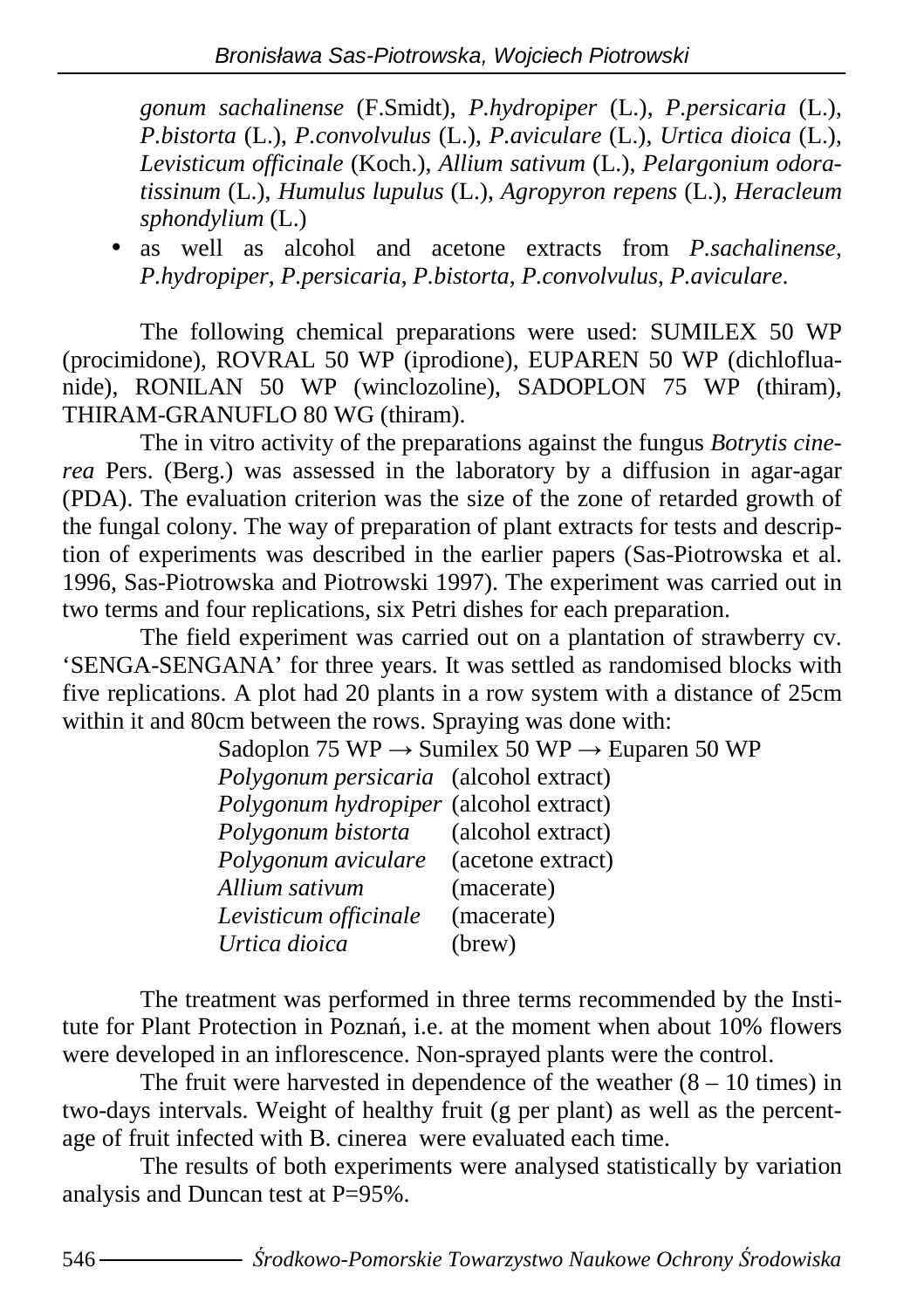*gonum sachalinense* (F.Smidt), *P.hydropiper* (L.), *P.persicaria* (L.), *P.bistorta* (L.), *P.convolvulus* (L.), *P.aviculare* (L.), *Urtica dioica* (L.), *Levisticum officinale* (Koch.), *Allium sativum* (L.), *Pelargonium odoratissinum* (L.), *Humulus lupulus* (L.), *Agropyron repens* (L.), *Heracleum sphondylium* (L.)

- as well as alcohol and acetone extracts from *P.sachalinense*, *P.hydropiper*, *P.persicaria*, *P.bistorta*, *P.convolvulus*, *P.aviculare*.

The following chemical preparations were used: SUMILEX 50 WP (procimidone), ROVRAL 50 WP (iprodione), EUPAREN 50 WP (dichlofluanide), RONILAN 50 WP (winclozoline), SADOPLON 75 WP (thiram), THIRAM-GRANUFLO 80 WG (thiram).

The in vitro activity of the preparations against the fungus *Botrytis cinerea* Pers. (Berg.) was assessed in the laboratory by a diffusion in agar-agar (PDA). The evaluation criterion was the size of the zone of retarded growth of the fungal colony. The way of preparation of plant extracts for tests and description of experiments was described in the earlier papers (Sas-Piotrowska et al. 1996, Sas-Piotrowska and Piotrowski 1997). The experiment was carried out in two terms and four replications, six Petri dishes for each preparation.

The field experiment was carried out on a plantation of strawberry cv. 'SENGA-SENGANA' for three years. It was settled as randomised blocks with five replications. A plot had 20 plants in a row system with a distance of 25cm within it and 80cm between the rows. Spraying was done with:

Sadoplon 75 WP → Sumilex 50 WP → Euparen 50 WP
*Polygonum persicaria* (alcohol extract)
*Polygonum hydropiper* (alcohol extract)
*Polygonum bistorta* (alcohol extract)
*Polygonum aviculare* (acetone extract)
*Allium sativum* (macerate)
*Levisticum officinale* (macerate)
*Urtica dioica* (brew)

The treatment was performed in three terms recommended by the Institute for Plant Protection in Poznań, i.e. at the moment when about 10% flowers were developed in an inflorescence. Non-sprayed plants were the control.

The fruit were harvested in dependence of the weather (8 – 10 times) in two-days intervals. Weight of healthy fruit (g per plant) as well as the percentage of fruit infected with B. cinerea were evaluated each time.

The results of both experiments were analysed statistically by variation analysis and Duncan test at P=95%.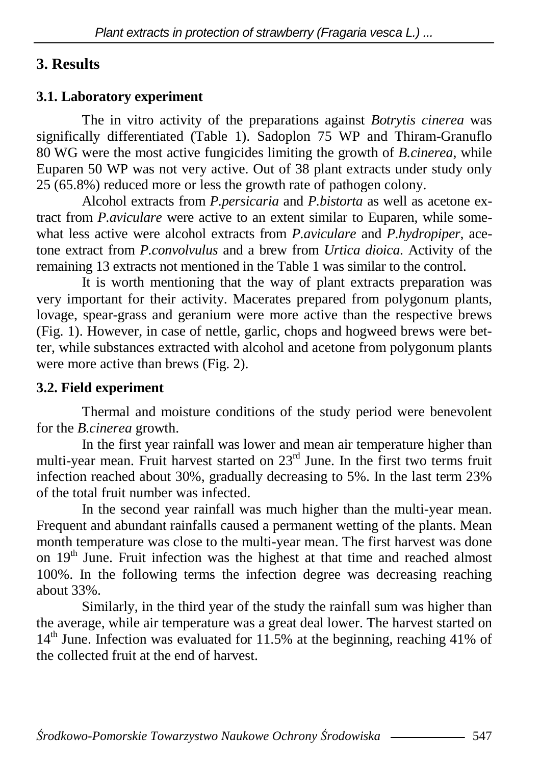## 3. Results

### 3.1. Laboratory experiment

The in vitro activity of the preparations against *Botrytis cinerea* was significally differentiated (Table 1). Sadoplon 75 WP and Thiram-Granuflo 80 WG were the most active fungicides limiting the growth of *B.cinerea*, while Euparen 50 WP was not very active. Out of 38 plant extracts under study only 25 (65.8%) reduced more or less the growth rate of pathogen colony.

Alcohol extracts from *P.persicaria* and *P.bistorta* as well as acetone extract from *P.aviculare* were active to an extent similar to Euparen, while somewhat less active were alcohol extracts from *P.aviculare* and *P.hydropiper*, acetone extract from *P.convolvulus* and a brew from *Urtica dioica*. Activity of the remaining 13 extracts not mentioned in the Table 1 was similar to the control.

It is worth mentioning that the way of plant extracts preparation was very important for their activity. Macerates prepared from polygonum plants, lovage, spear-grass and geranium were more active than the respective brews (Fig. 1). However, in case of nettle, garlic, chops and hogweed brews were better, while substances extracted with alcohol and acetone from polygonum plants were more active than brews (Fig. 2).

### 3.2. Field experiment

Thermal and moisture conditions of the study period were benevolent for the *B.cinerea* growth.

In the first year rainfall was lower and mean air temperature higher than multi-year mean. Fruit harvest started on 23rd June. In the first two terms fruit infection reached about 30%, gradually decreasing to 5%. In the last term 23% of the total fruit number was infected.

In the second year rainfall was much higher than the multi-year mean. Frequent and abundant rainfalls caused a permanent wetting of the plants. Mean month temperature was close to the multi-year mean. The first harvest was done on 19th June. Fruit infection was the highest at that time and reached almost 100%. In the following terms the infection degree was decreasing reaching about 33%.

Similarly, in the third year of the study the rainfall sum was higher than the average, while air temperature was a great deal lower. The harvest started on 14th June. Infection was evaluated for 11.5% at the beginning, reaching 41% of the collected fruit at the end of harvest.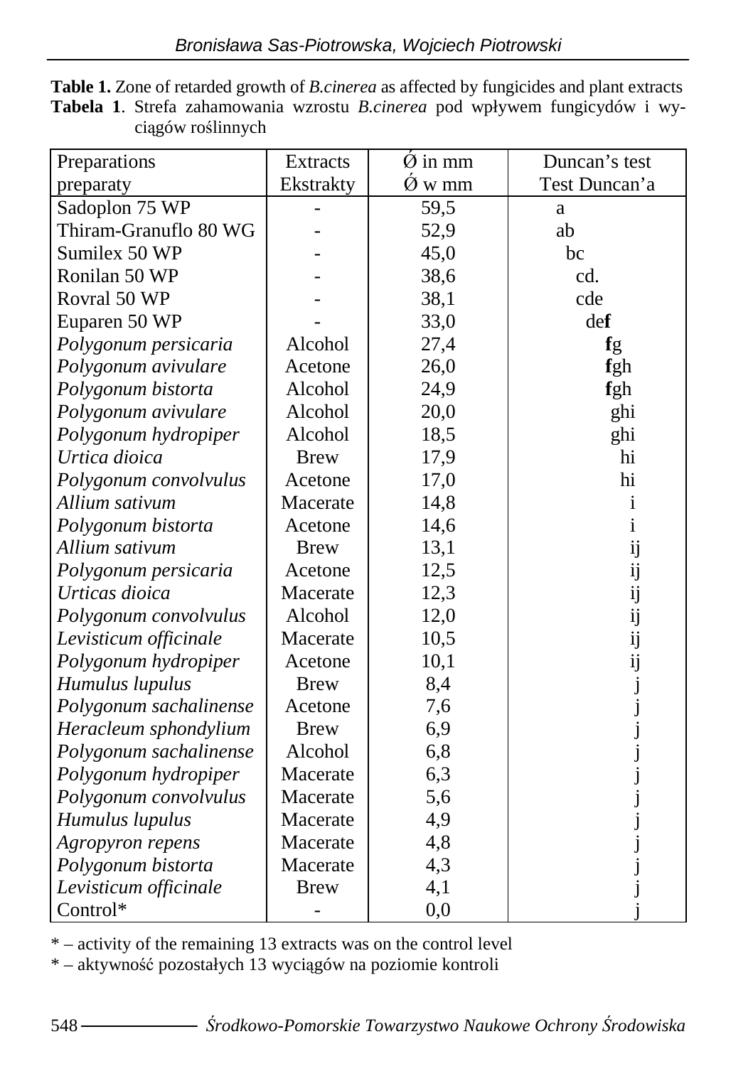**Table 1.** Zone of retarded growth of *B.cinerea* as affected by fungicides and plant extracts
**Tabela 1**. Strefa zahamowania wzrostu *B.cinerea* pod wpływem fungicydów i wyciągów roślinnych

| Preparations<br>preparaty | Extracts<br>Ekstrakty | Ǿ in mm<br>Ǿ w mm | Duncan's test<br>Test Duncan'a |
|---|---|---|---|
| Sadoplon 75 WP | - | 59,5 | a |
| Thiram-Granuflo 80 WG | - | 52,9 | ab |
| Sumilex 50 WP | - | 45,0 | bc |
| Ronilan 50 WP | - | 38,6 | cd. |
| Rovral 50 WP | - | 38,1 | cde |
| Euparen 50 WP | - | 33,0 | de**f** |
| *Polygonum persicaria* | Alcohol | 27,4 | **f**g |
| *Polygonum avivulare* | Acetone | 26,0 | **f**gh |
| *Polygonum bistorta* | Alcohol | 24,9 | **f**gh |
| *Polygonum avivulare* | Alcohol | 20,0 | ghi |
| *Polygonum hydropiper* | Alcohol | 18,5 | ghi |
| *Urtica dioica* | Brew | 17,9 | hi |
| *Polygonum convolvulus* | Acetone | 17,0 | hi |
| *Allium sativum* | Macerate | 14,8 | i |
| *Polygonum bistorta* | Acetone | 14,6 | i |
| *Allium sativum* | Brew | 13,1 | ij |
| *Polygonum persicaria* | Acetone | 12,5 | ij |
| *Urticas dioica* | Macerate | 12,3 | ij |
| *Polygonum convolvulus* | Alcohol | 12,0 | ij |
| *Levisticum officinale* | Macerate | 10,5 | ij |
| *Polygonum hydropiper* | Acetone | 10,1 | ij |
| *Humulus lupulus* | Brew | 8,4 | j |
| *Polygonum sachalinense* | Acetone | 7,6 | j |
| *Heracleum sphondylium* | Brew | 6,9 | j |
| *Polygonum sachalinense* | Alcohol | 6,8 | j |
| *Polygonum hydropiper* | Macerate | 6,3 | j |
| *Polygonum convolvulus* | Macerate | 5,6 | j |
| *Humulus lupulus* | Macerate | 4,9 | j |
| *Agropyron repens* | Macerate | 4,8 | j |
| *Polygonum bistorta* | Macerate | 4,3 | j |
| *Levisticum officinale* | Brew | 4,1 | j |
| Control* | - | 0,0 | j |

* – activity of the remaining 13 extracts was on the control level
* – aktywność pozostałych 13 wyciągów na poziomie kontroli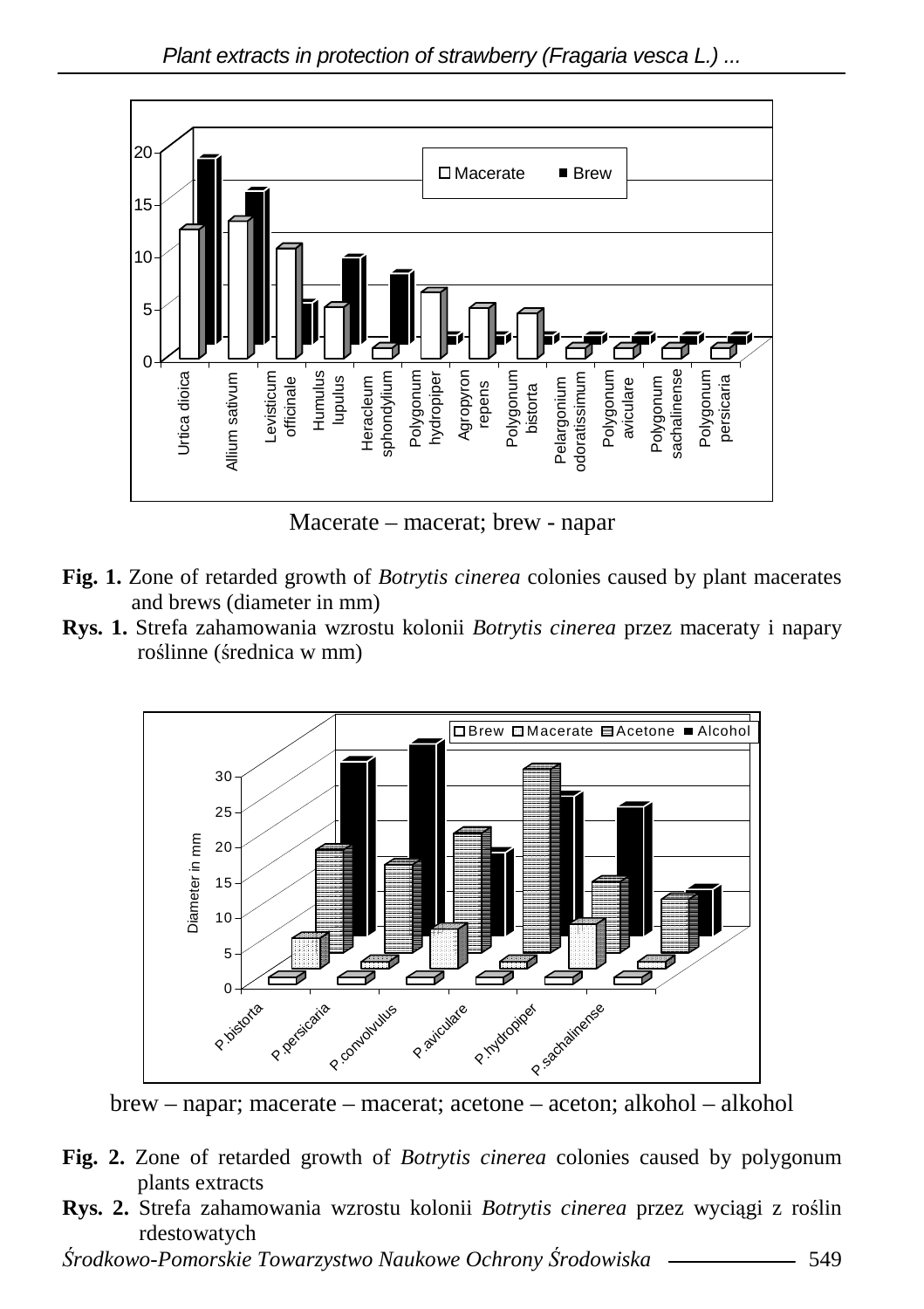Macerate – macerat; brew - napar

**Fig. 1.** Zone of retarded growth of *Botrytis cinerea* colonies caused by plant macerates and brews (diameter in mm)

**Rys. 1.** Strefa zahamowania wzrostu kolonii *Botrytis cinerea* przez maceraty i napary roślinne (średnica w mm)

brew – napar; macerate – macerat; acetone – aceton; alkohol – alkohol

**Fig. 2.** Zone of retarded growth of *Botrytis cinerea* colonies caused by polygonum plants extracts

**Rys. 2.** Strefa zahamowania wzrostu kolonii *Botrytis cinerea* przez wyciągi z roślin rdestowatych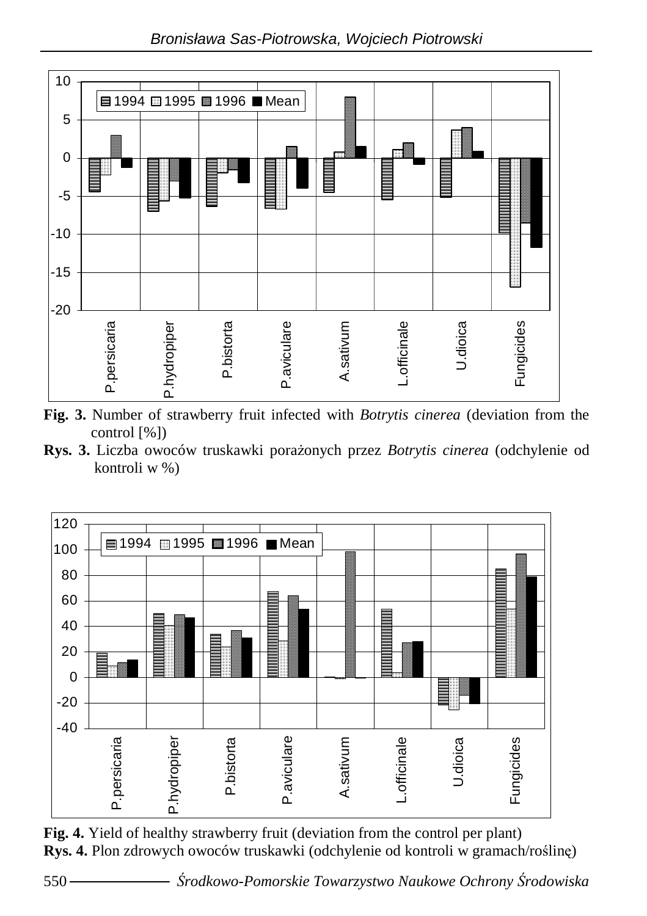**Fig. 3.** Number of strawberry fruit infected with *Botrytis cinerea* (deviation from the control [%])

**Rys. 3.** Liczba owoców truskawki porażonych przez *Botrytis cinerea* (odchylenie od kontroli w %)

**Fig. 4.** Yield of healthy strawberry fruit (deviation from the control per plant)

**Rys. 4.** Plon zdrowych owoców truskawki (odchylenie od kontroli w gramach/roślinę)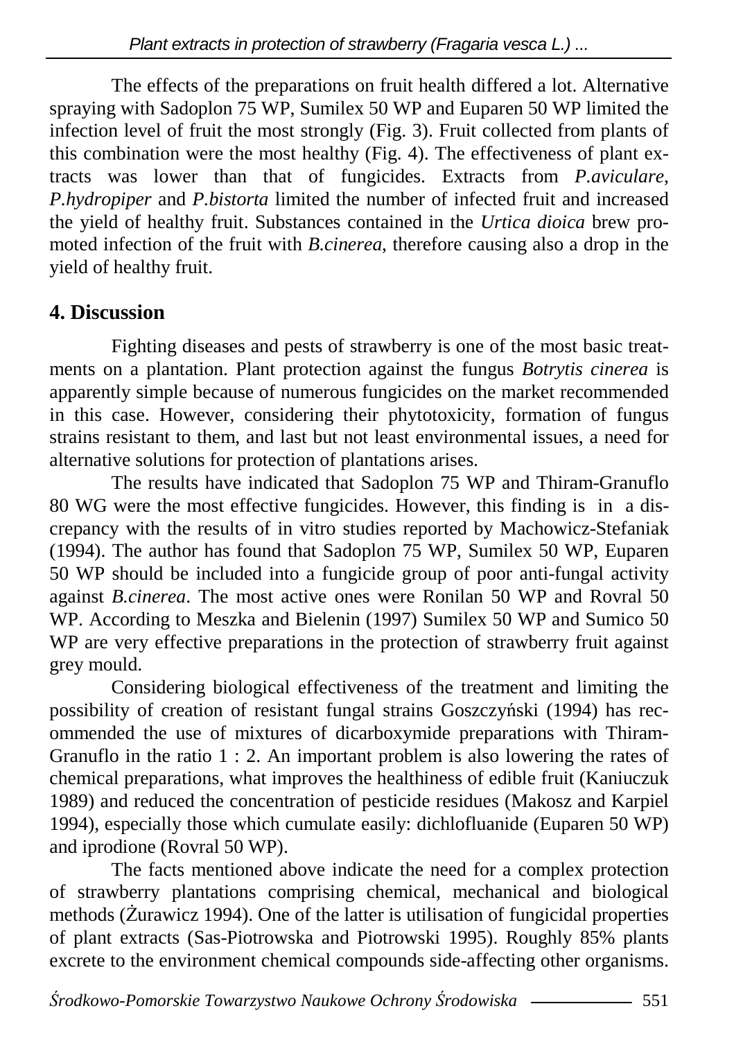The effects of the preparations on fruit health differed a lot. Alternative spraying with Sadoplon 75 WP, Sumilex 50 WP and Euparen 50 WP limited the infection level of fruit the most strongly (Fig. 3). Fruit collected from plants of this combination were the most healthy (Fig. 4). The effectiveness of plant extracts was lower than that of fungicides. Extracts from *P.aviculare*, *P.hydropiper* and *P.bistorta* limited the number of infected fruit and increased the yield of healthy fruit. Substances contained in the *Urtica dioica* brew promoted infection of the fruit with *B.cinerea*, therefore causing also a drop in the yield of healthy fruit.

## 4. Discussion

Fighting diseases and pests of strawberry is one of the most basic treatments on a plantation. Plant protection against the fungus *Botrytis cinerea* is apparently simple because of numerous fungicides on the market recommended in this case. However, considering their phytotoxicity, formation of fungus strains resistant to them, and last but not least environmental issues, a need for alternative solutions for protection of plantations arises.

The results have indicated that Sadoplon 75 WP and Thiram-Granuflo 80 WG were the most effective fungicides. However, this finding is in a discrepancy with the results of in vitro studies reported by Machowicz-Stefaniak (1994). The author has found that Sadoplon 75 WP, Sumilex 50 WP, Euparen 50 WP should be included into a fungicide group of poor anti-fungal activity against *B.cinerea*. The most active ones were Ronilan 50 WP and Rovral 50 WP. According to Meszka and Bielenin (1997) Sumilex 50 WP and Sumico 50 WP are very effective preparations in the protection of strawberry fruit against grey mould.

Considering biological effectiveness of the treatment and limiting the possibility of creation of resistant fungal strains Goszczyński (1994) has recommended the use of mixtures of dicarboxymide preparations with Thiram-Granuflo in the ratio 1 : 2. An important problem is also lowering the rates of chemical preparations, what improves the healthiness of edible fruit (Kaniuczuk 1989) and reduced the concentration of pesticide residues (Makosz and Karpiel 1994), especially those which cumulate easily: dichlofluanide (Euparen 50 WP) and iprodione (Rovral 50 WP).

The facts mentioned above indicate the need for a complex protection of strawberry plantations comprising chemical, mechanical and biological methods (Żurawicz 1994). One of the latter is utilisation of fungicidal properties of plant extracts (Sas-Piotrowska and Piotrowski 1995). Roughly 85% plants excrete to the environment chemical compounds side-affecting other organisms.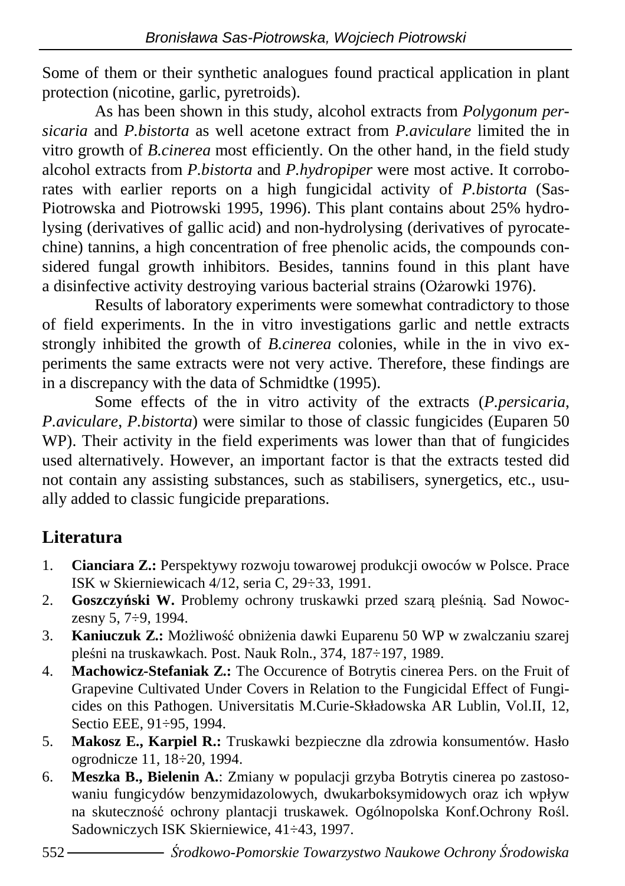Some of them or their synthetic analogues found practical application in plant protection (nicotine, garlic, pyretroids).

As has been shown in this study, alcohol extracts from *Polygonum persicaria* and *P.bistorta* as well acetone extract from *P.aviculare* limited the in vitro growth of *B.cinerea* most efficiently. On the other hand, in the field study alcohol extracts from *P.bistorta* and *P.hydropiper* were most active. It corroborates with earlier reports on a high fungicidal activity of *P.bistorta* (Sas-Piotrowska and Piotrowski 1995, 1996). This plant contains about 25% hydrolysing (derivatives of gallic acid) and non-hydrolysing (derivatives of pyrocatechine) tannins, a high concentration of free phenolic acids, the compounds considered fungal growth inhibitors. Besides, tannins found in this plant have a disinfective activity destroying various bacterial strains (Ożarowki 1976).

Results of laboratory experiments were somewhat contradictory to those of field experiments. In the in vitro investigations garlic and nettle extracts strongly inhibited the growth of *B.cinerea* colonies, while in the in vivo experiments the same extracts were not very active. Therefore, these findings are in a discrepancy with the data of Schmidtke (1995).

Some effects of the in vitro activity of the extracts (*P.persicaria*, *P.aviculare*, *P.bistorta*) were similar to those of classic fungicides (Euparen 50 WP). Their activity in the field experiments was lower than that of fungicides used alternatively. However, an important factor is that the extracts tested did not contain any assisting substances, such as stabilisers, synergetics, etc., usually added to classic fungicide preparations.

## Literatura

1. **Cianciara Z.:** Perspektywy rozwoju towarowej produkcji owoców w Polsce. Prace ISK w Skierniewicach 4/12, seria C, 29÷33, 1991.
2. **Goszczyński W.** Problemy ochrony truskawki przed szarą pleśnią. Sad Nowoczesny 5, 7÷9, 1994.
3. **Kaniuczuk Z.:** Możliwość obniżenia dawki Euparenu 50 WP w zwalczaniu szarej pleśni na truskawkach. Post. Nauk Roln., 374, 187÷197, 1989.
4. **Machowicz-Stefaniak Z.:** The Occurence of Botrytis cinerea Pers. on the Fruit of Grapevine Cultivated Under Covers in Relation to the Fungicidal Effect of Fungicides on this Pathogen. Universitatis M.Curie-Składowska AR Lublin, Vol.II, 12, Sectio EEE, 91÷95, 1994.
5. **Makosz E., Karpiel R.:** Truskawki bezpieczne dla zdrowia konsumentów. Hasło ogrodnicze 11, 18÷20, 1994.
6. **Meszka B., Bielenin A.**: Zmiany w populacji grzyba Botrytis cinerea po zastosowaniu fungicydów benzymidazolowych, dwukarboksymidowych oraz ich wpływ na skuteczność ochrony plantacji truskawek. Ogólnopolska Konf.Ochrony Rośl. Sadowniczych ISK Skierniewice, 41÷43, 1997.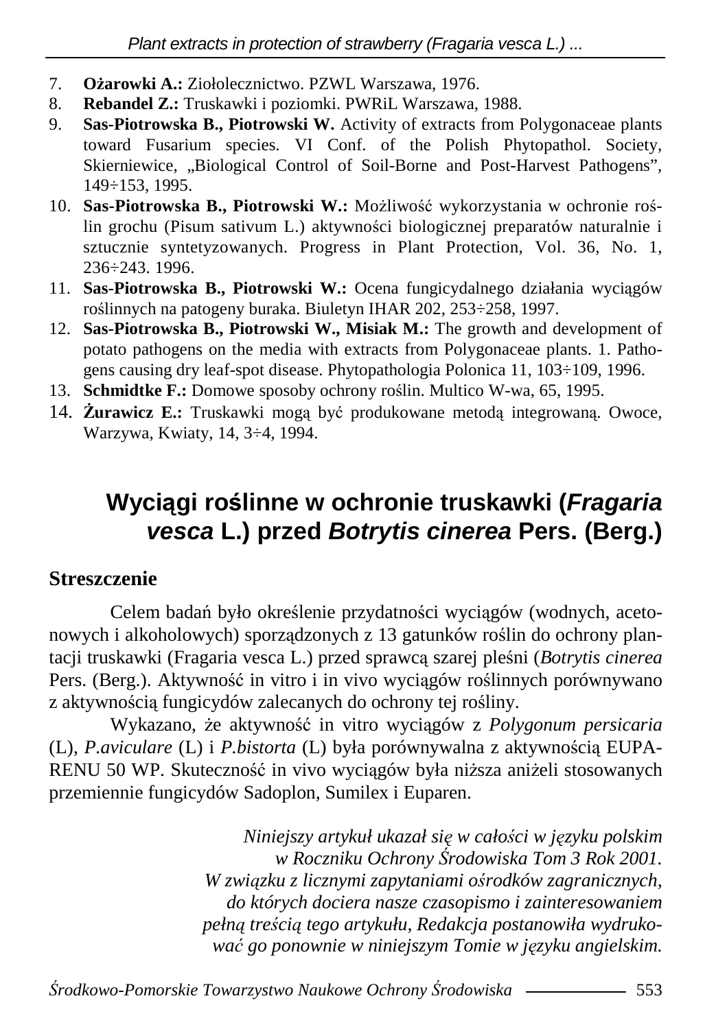7. **Ożarowki A.:** Ziołolecznictwo. PZWL Warszawa, 1976.
8. **Rebandel Z.:** Truskawki i poziomki. PWRiL Warszawa, 1988.
9. **Sas-Piotrowska B., Piotrowski W.** Activity of extracts from Polygonaceae plants toward Fusarium species. VI Conf. of the Polish Phytopathol. Society, Skierniewice, „Biological Control of Soil-Borne and Post-Harvest Pathogens", 149÷153, 1995.
10. **Sas-Piotrowska B., Piotrowski W.:** Możliwość wykorzystania w ochronie roślin grochu (Pisum sativum L.) aktywności biologicznej preparatów naturalnie i sztucznie syntetyzowanych. Progress in Plant Protection, Vol. 36, No. 1, 236÷243. 1996.
11. **Sas-Piotrowska B., Piotrowski W.:** Ocena fungicydalnego działania wyciągów roślinnych na patogeny buraka. Biuletyn IHAR 202, 253÷258, 1997.
12. **Sas-Piotrowska B., Piotrowski W., Misiak M.:** The growth and development of potato pathogens on the media with extracts from Polygonaceae plants. 1. Pathogens causing dry leaf-spot disease. Phytopathologia Polonica 11, 103÷109, 1996.
13. **Schmidtke F.:** Domowe sposoby ochrony roślin. Multico W-wa, 65, 1995.
14. **Żurawicz E.:** Truskawki mogą być produkowane metodą integrowaną. Owoce, Warzywa, Kwiaty, 14, 3÷4, 1994.

# Wyciągi roślinne w ochronie truskawki (*Fragaria vesca* L.) przed *Botrytis cinerea* Pers. (Berg.)

## Streszczenie

Celem badań było określenie przydatności wyciągów (wodnych, acetonowych i alkoholowych) sporządzonych z 13 gatunków roślin do ochrony plantacji truskawki (Fragaria vesca L.) przed sprawcą szarej pleśni (*Botrytis cinerea* Pers. (Berg.). Aktywność in vitro i in vivo wyciągów roślinnych porównywano z aktywnością fungicydów zalecanych do ochrony tej rośliny.

Wykazano, że aktywność in vitro wyciągów z *Polygonum persicaria* (L), *P.aviculare* (L) i *P.bistorta* (L) była porównywalna z aktywnością EUPARENU 50 WP. Skuteczność in vivo wyciągów była niższa aniżeli stosowanych przemiennie fungicydów Sadoplon, Sumilex i Euparen.

*Niniejszy artykuł ukazał się w całości w języku polskim w Roczniku Ochrony Środowiska Tom 3 Rok 2001. W związku z licznymi zapytaniami ośrodków zagranicznych, do których dociera nasze czasopismo i zainteresowaniem pełną treścią tego artykułu, Redakcja postanowiła wydrukować go ponownie w niniejszym Tomie w języku angielskim.*